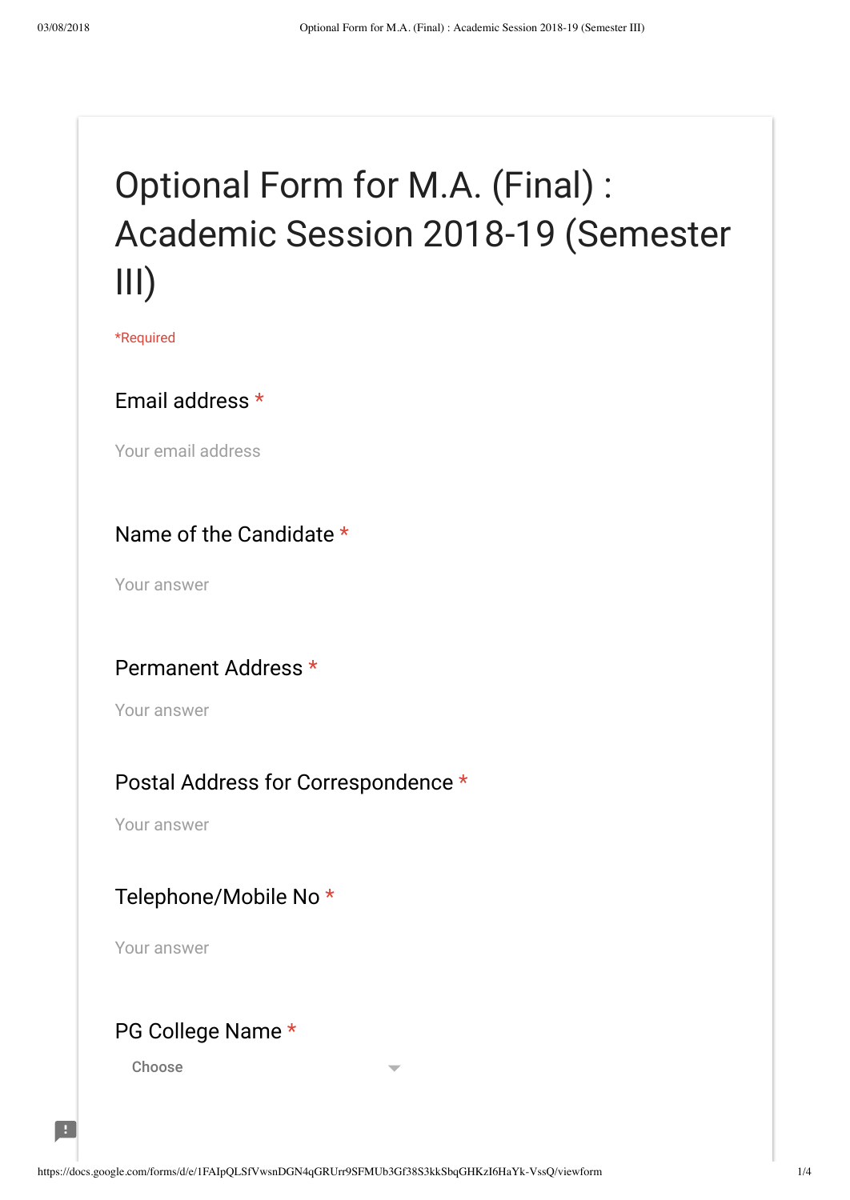# Optional Form for M.A. (Final) : Academic Session 2018-19 (Semester III)

*Required

Email address *

Your email address

Name of the Candidate *

Your answer

Permanent Address *

Your answer

Postal Address for Correspondence *

Your answer

Telephone/Mobile No *

Your answer

PG College Name *

Choose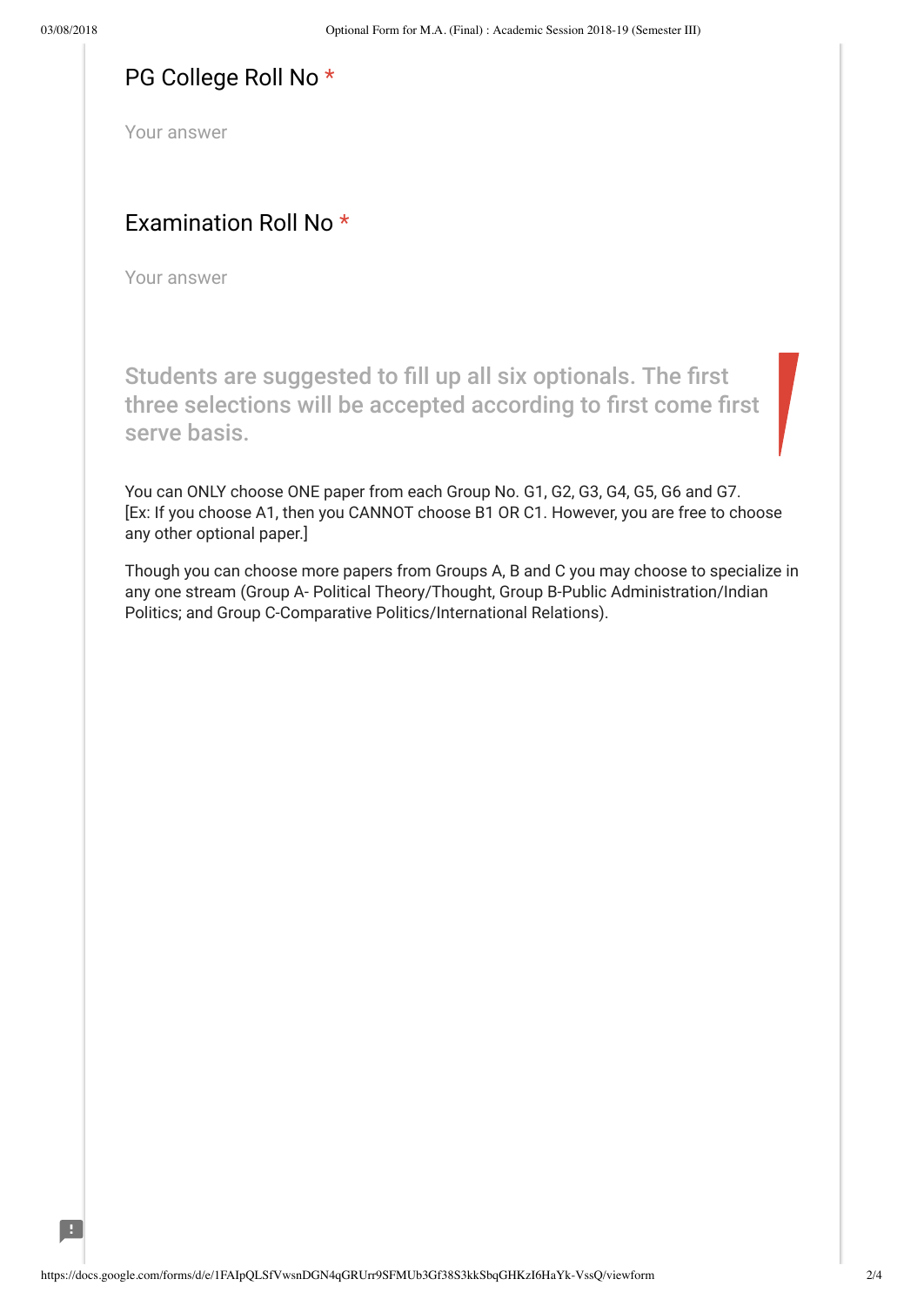PG College Roll No *

Your answer

Examination Roll No *

Your answer

## Students are suggested to fill up all six optionals. The first three selections will be accepted according to first come first serve basis.

You can ONLY choose ONE paper from each Group No. G1, G2, G3, G4, G5, G6 and G7. [Ex: If you choose A1, then you CANNOT choose B1 OR C1. However, you are free to choose any other optional paper.]

Though you can choose more papers from Groups A, B and C you may choose to specialize in any one stream (Group A- Political Theory/Thought, Group B-Public Administration/Indian Politics; and Group C-Comparative Politics/International Relations).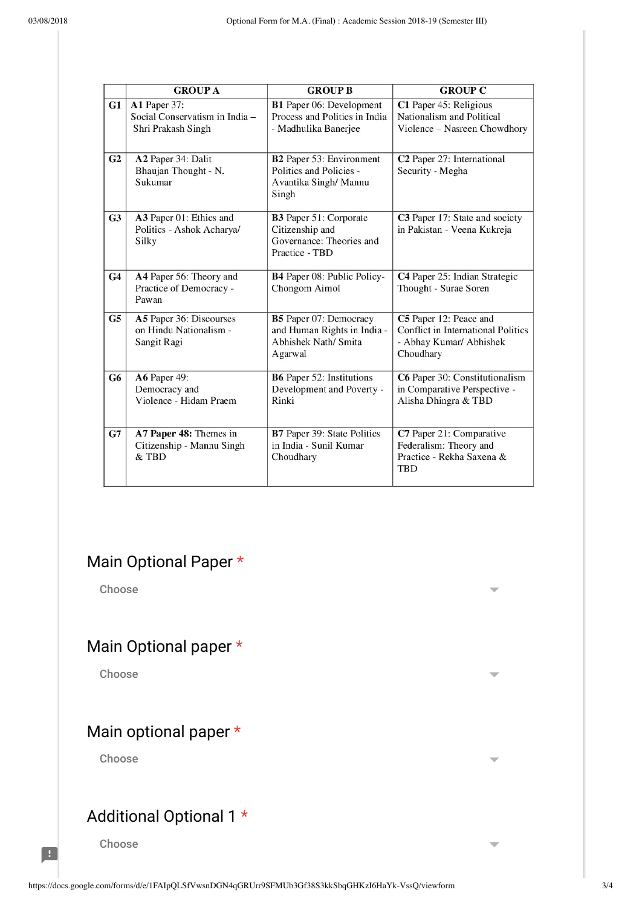| | GROUP A | GROUP B | GROUP C |
|---|---|---|---|
| G1 | **A1** Paper 37: Social Conservatism in India – Shri Prakash Singh | **B1** Paper 06: Development Process and Politics in India - Madhulika Banerjee | **C1** Paper 45: Religious Nationalism and Political Violence – Nasreen Chowdhory |
| G2 | **A2** Paper 34: Dalit Bhaujan Thought - N. Sukumar | **B2** Paper 53: Environment Politics and Policies - Avantika Singh/ Mannu Singh | **C2** Paper 27: International Security - Megha |
| G3 | **A3** Paper 01: Ethics and Politics - Ashok Acharya/ Silky | **B3** Paper 51: Corporate Citizenship and Governance: Theories and Practice - TBD | **C3** Paper 17: State and society in Pakistan - Veena Kukreja |
| G4 | **A4** Paper 56: Theory and Practice of Democracy - Pawan | **B4** Paper 08: Public Policy- Chongom Aimol | **C4** Paper 25: Indian Strategic Thought - Surae Soren |
| G5 | **A5** Paper 36: Discourses on Hindu Nationalism - Sangit Ragi | **B5** Paper 07: Democracy and Human Rights in India - Abhishek Nath/ Smita Agarwal | **C5** Paper 12: Peace and Conflict in International Politics - Abhay Kumar/ Abhishek Choudhary |
| G6 | **A6** Paper 49: Democracy and Violence - Hidam Praem | **B6** Paper 52: Institutions Development and Poverty - Rinki | **C6** Paper 30: Constitutionalism in Comparative Perspective - Alisha Dhingra & TBD |
| G7 | **A7 Paper 48:** Themes in Citizenship - Mannu Singh & TBD | **B7** Paper 39: State Politics in India - Sunil Kumar Choudhary | **C7** Paper 21: Comparative Federalism: Theory and Practice - Rekha Saxena & TBD |

Main Optional Paper *

Choose

Main Optional paper *

Choose

Main optional paper *

Choose

Additional Optional 1 *

Choose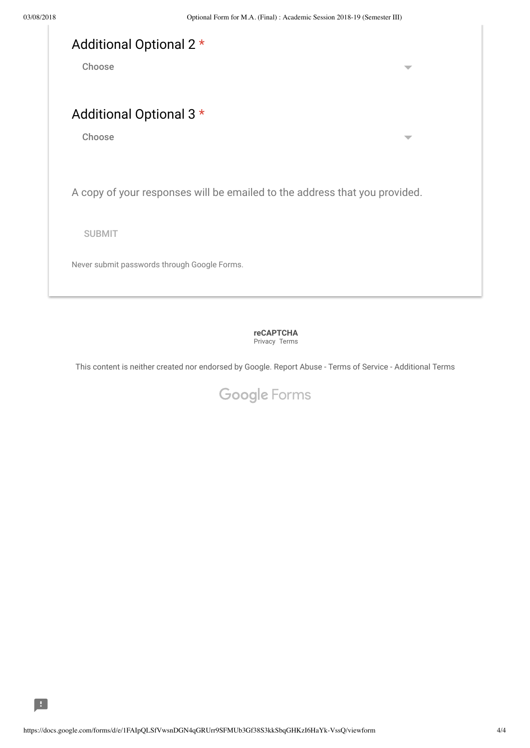## Additional Optional 2 *

Choose

## Additional Optional 3 *

Choose

A copy of your responses will be emailed to the address that you provided.

SUBMIT

Never submit passwords through Google Forms.

**reCAPTCHA**
Privacy Terms

This content is neither created nor endorsed by Google. Report Abuse - Terms of Service - Additional Terms

Google Forms